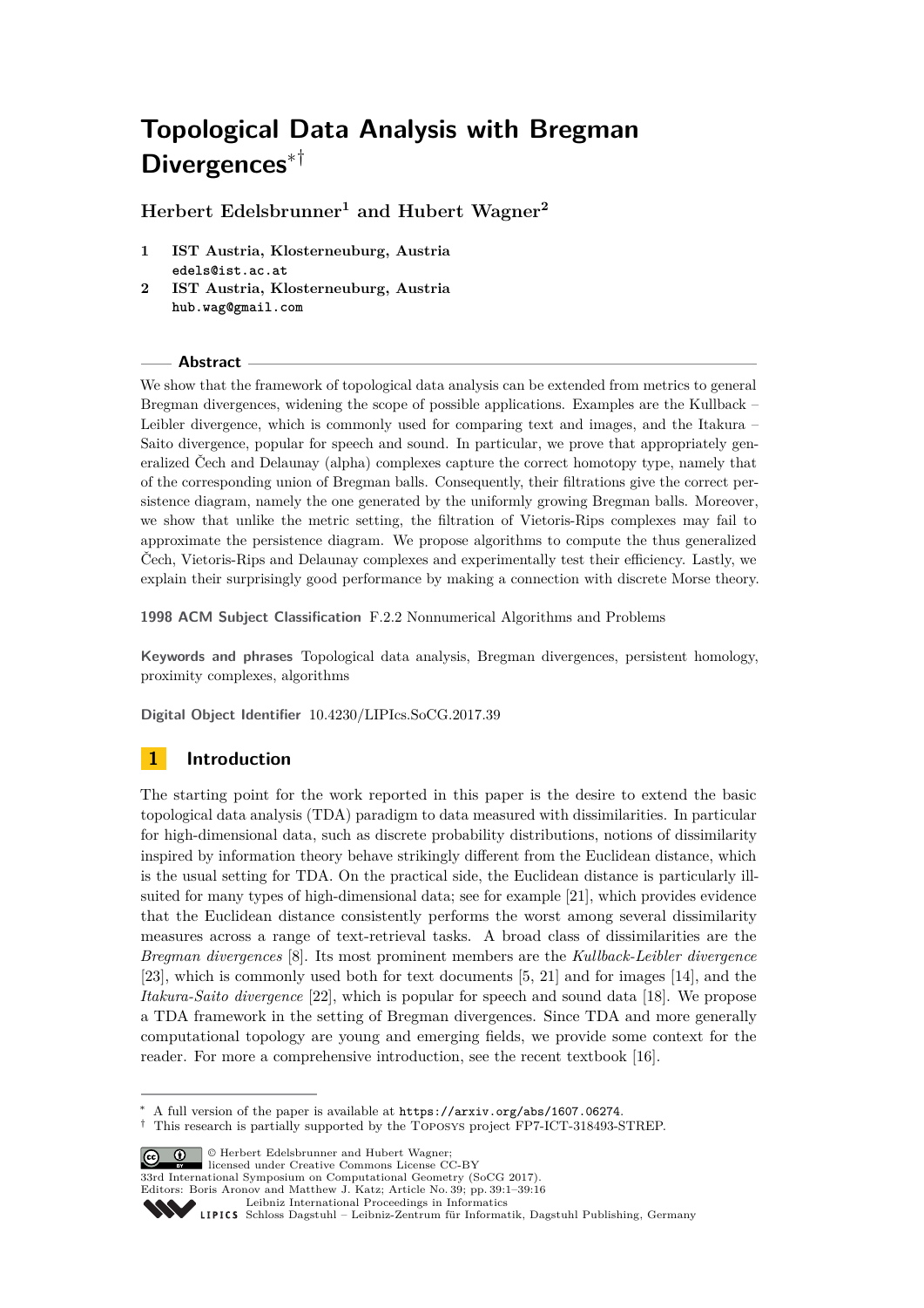# Topological Data Analysis with Bregman Divergences*†

**Herbert Edelsbrunner[1] and Hubert Wagner[2]**

1. **IST Austria, Klosterneuburg, Austria**
   edels@ist.ac.at
2. **IST Austria, Klosterneuburg, Austria**
   hub.wag@gmail.com

## Abstract

We show that the framework of topological data analysis can be extended from metrics to general Bregman divergences, widening the scope of possible applications. Examples are the Kullback – Leibler divergence, which is commonly used for comparing text and images, and the Itakura – Saito divergence, popular for speech and sound. In particular, we prove that appropriately generalized Čech and Delaunay (alpha) complexes capture the correct homotopy type, namely that of the corresponding union of Bregman balls. Consequently, their filtrations give the correct persistence diagram, namely the one generated by the uniformly growing Bregman balls. Moreover, we show that unlike the metric setting, the filtration of Vietoris-Rips complexes may fail to approximate the persistence diagram. We propose algorithms to compute the thus generalized Čech, Vietoris-Rips and Delaunay complexes and experimentally test their efficiency. Lastly, we explain their surprisingly good performance by making a connection with discrete Morse theory.

**1998 ACM Subject Classification** F.2.2 Nonnumerical Algorithms and Problems

**Keywords and phrases** Topological data analysis, Bregman divergences, persistent homology, proximity complexes, algorithms

**Digital Object Identifier** 10.4230/LIPIcs.SoCG.2017.39

## 1 Introduction

The starting point for the work reported in this paper is the desire to extend the basic topological data analysis (TDA) paradigm to data measured with dissimilarities. In particular for high-dimensional data, such as discrete probability distributions, notions of dissimilarity inspired by information theory behave strikingly different from the Euclidean distance, which is the usual setting for TDA. On the practical side, the Euclidean distance is particularly ill-suited for many types of high-dimensional data; see for example [21], which provides evidence that the Euclidean distance consistently performs the worst among several dissimilarity measures across a range of text-retrieval tasks. A broad class of dissimilarities are the *Bregman divergences* [8]. Its most prominent members are the *Kullback-Leibler divergence* [23], which is commonly used both for text documents [5, 21] and for images [14], and the *Itakura-Saito divergence* [22], which is popular for speech and sound data [18]. We propose a TDA framework in the setting of Bregman divergences. Since TDA and more generally computational topology are young and emerging fields, we provide some context for the reader. For more a comprehensive introduction, see the recent textbook [16].

---

* A full version of the paper is available at https://arxiv.org/abs/1607.06274.
† This research is partially supported by the Toposys project FP7-ICT-318493-STREP.

© Herbert Edelsbrunner and Hubert Wagner; licensed under Creative Commons License CC-BY
33rd International Symposium on Computational Geometry (SoCG 2017).
Editors: Boris Aronov and Matthew J. Katz; Article No. 39; pp. 39:1–39:16
Leibniz International Proceedings in Informatics
Schloss Dagstuhl – Leibniz-Zentrum für Informatik, Dagstuhl Publishing, Germany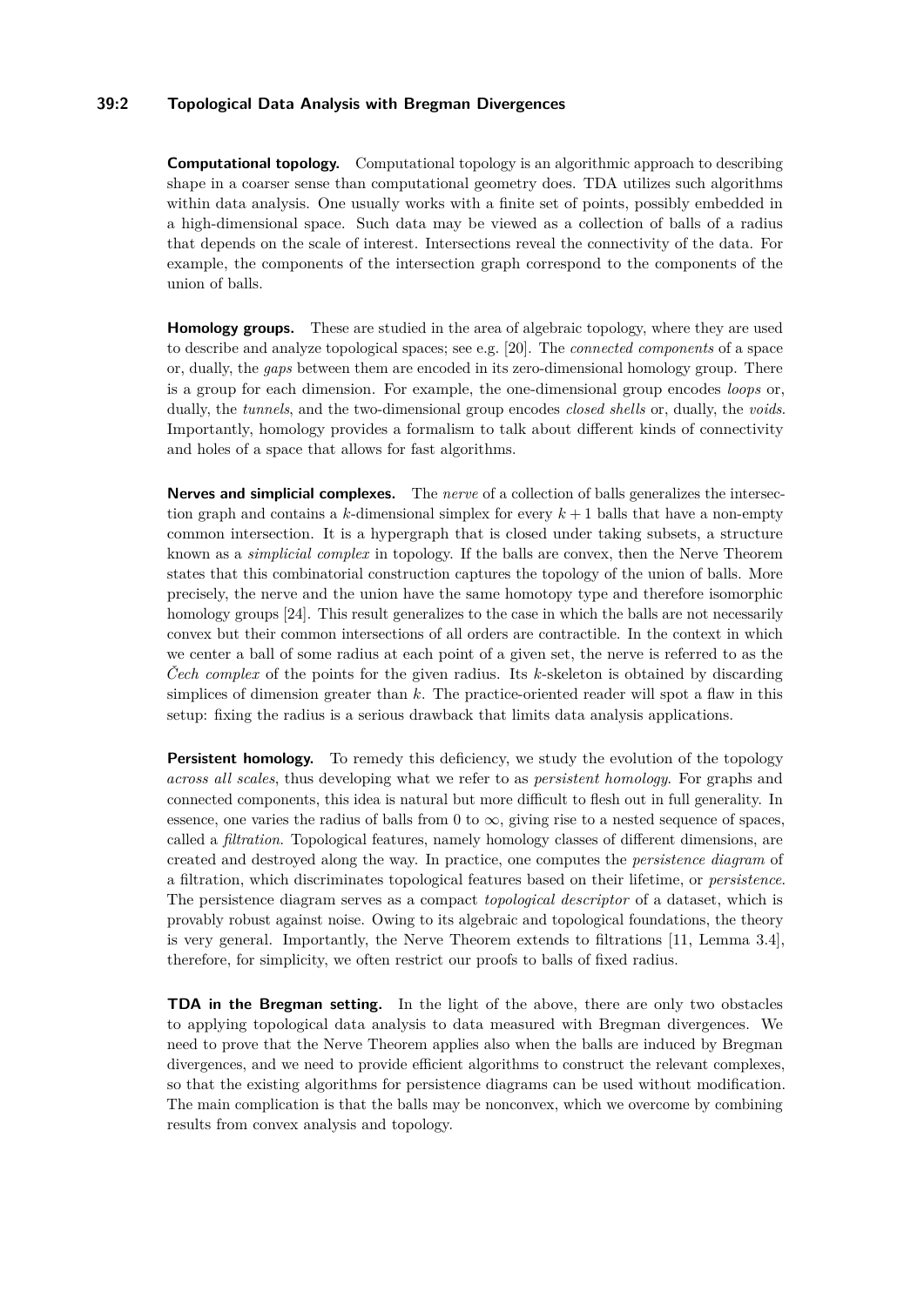**Computational topology.** Computational topology is an algorithmic approach to describing shape in a coarser sense than computational geometry does. TDA utilizes such algorithms within data analysis. One usually works with a finite set of points, possibly embedded in a high-dimensional space. Such data may be viewed as a collection of balls of a radius that depends on the scale of interest. Intersections reveal the connectivity of the data. For example, the components of the intersection graph correspond to the components of the union of balls.

**Homology groups.** These are studied in the area of algebraic topology, where they are used to describe and analyze topological spaces; see e.g. [20]. The *connected components* of a space or, dually, the *gaps* between them are encoded in its zero-dimensional homology group. There is a group for each dimension. For example, the one-dimensional group encodes *loops* or, dually, the *tunnels*, and the two-dimensional group encodes *closed shells* or, dually, the *voids*. Importantly, homology provides a formalism to talk about different kinds of connectivity and holes of a space that allows for fast algorithms.

**Nerves and simplicial complexes.** The *nerve* of a collection of balls generalizes the intersection graph and contains a $k$-dimensional simplex for every $k+1$ balls that have a non-empty common intersection. It is a hypergraph that is closed under taking subsets, a structure known as a *simplicial complex* in topology. If the balls are convex, then the Nerve Theorem states that this combinatorial construction captures the topology of the union of balls. More precisely, the nerve and the union have the same homotopy type and therefore isomorphic homology groups [24]. This result generalizes to the case in which the balls are not necessarily convex but their common intersections of all orders are contractible. In the context in which we center a ball of some radius at each point of a given set, the nerve is referred to as the *Čech complex* of the points for the given radius. Its $k$-skeleton is obtained by discarding simplices of dimension greater than $k$. The practice-oriented reader will spot a flaw in this setup: fixing the radius is a serious drawback that limits data analysis applications.

**Persistent homology.** To remedy this deficiency, we study the evolution of the topology *across all scales*, thus developing what we refer to as *persistent homology*. For graphs and connected components, this idea is natural but more difficult to flesh out in full generality. In essence, one varies the radius of balls from 0 to $\infty$, giving rise to a nested sequence of spaces, called a *filtration*. Topological features, namely homology classes of different dimensions, are created and destroyed along the way. In practice, one computes the *persistence diagram* of a filtration, which discriminates topological features based on their lifetime, or *persistence*. The persistence diagram serves as a compact *topological descriptor* of a dataset, which is provably robust against noise. Owing to its algebraic and topological foundations, the theory is very general. Importantly, the Nerve Theorem extends to filtrations [11, Lemma 3.4], therefore, for simplicity, we often restrict our proofs to balls of fixed radius.

**TDA in the Bregman setting.** In the light of the above, there are only two obstacles to applying topological data analysis to data measured with Bregman divergences. We need to prove that the Nerve Theorem applies also when the balls are induced by Bregman divergences, and we need to provide efficient algorithms to construct the relevant complexes, so that the existing algorithms for persistence diagrams can be used without modification. The main complication is that the balls may be nonconvex, which we overcome by combining results from convex analysis and topology.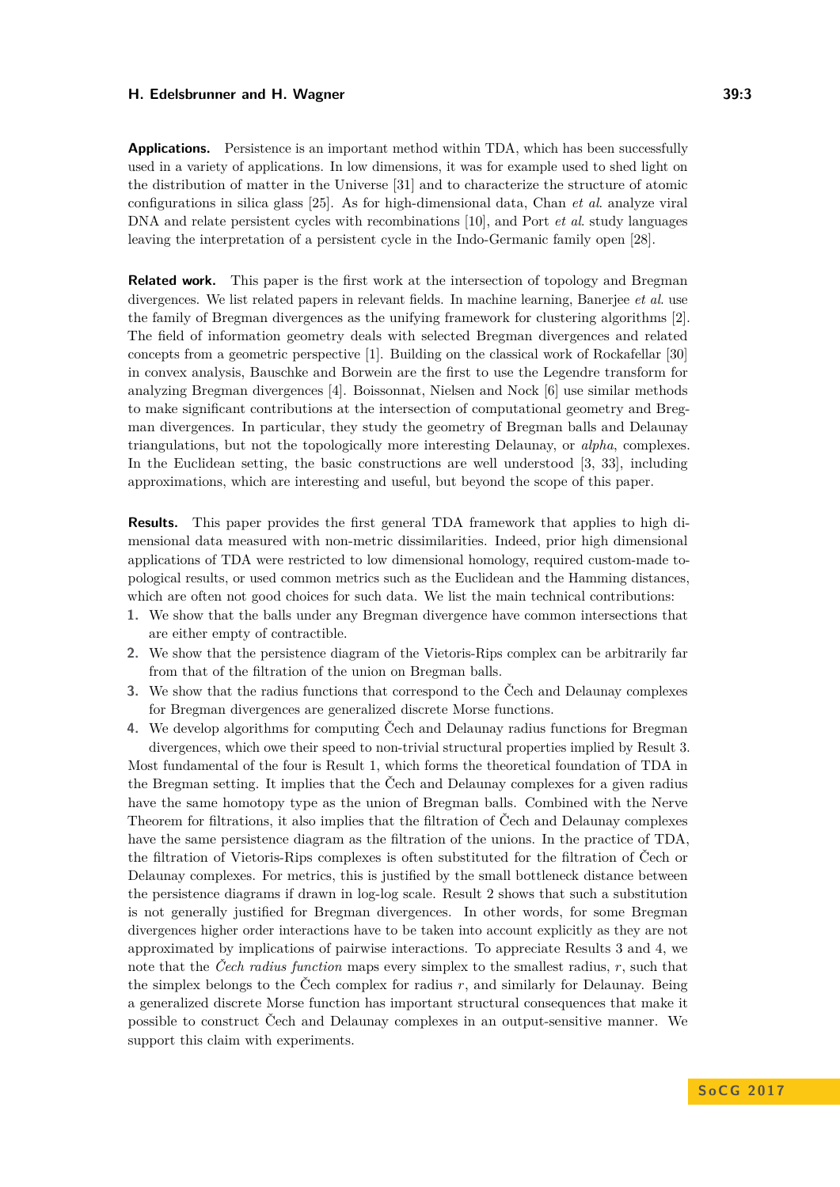**Applications.** Persistence is an important method within TDA, which has been successfully used in a variety of applications. In low dimensions, it was for example used to shed light on the distribution of matter in the Universe [31] and to characterize the structure of atomic configurations in silica glass [25]. As for high-dimensional data, Chan *et al.* analyze viral DNA and relate persistent cycles with recombinations [10], and Port *et al.* study languages leaving the interpretation of a persistent cycle in the Indo-Germanic family open [28].

**Related work.** This paper is the first work at the intersection of topology and Bregman divergences. We list related papers in relevant fields. In machine learning, Banerjee *et al.* use the family of Bregman divergences as the unifying framework for clustering algorithms [2]. The field of information geometry deals with selected Bregman divergences and related concepts from a geometric perspective [1]. Building on the classical work of Rockafellar [30] in convex analysis, Bauschke and Borwein are the first to use the Legendre transform for analyzing Bregman divergences [4]. Boissonnat, Nielsen and Nock [6] use similar methods to make significant contributions at the intersection of computational geometry and Bregman divergences. In particular, they study the geometry of Bregman balls and Delaunay triangulations, but not the topologically more interesting Delaunay, or *alpha*, complexes. In the Euclidean setting, the basic constructions are well understood [3, 33], including approximations, which are interesting and useful, but beyond the scope of this paper.

**Results.** This paper provides the first general TDA framework that applies to high dimensional data measured with non-metric dissimilarities. Indeed, prior high dimensional applications of TDA were restricted to low dimensional homology, required custom-made topological results, or used common metrics such as the Euclidean and the Hamming distances, which are often not good choices for such data. We list the main technical contributions:

1. We show that the balls under any Bregman divergence have common intersections that are either empty of contractible.
2. We show that the persistence diagram of the Vietoris-Rips complex can be arbitrarily far from that of the filtration of the union on Bregman balls.
3. We show that the radius functions that correspond to the Čech and Delaunay complexes for Bregman divergences are generalized discrete Morse functions.
4. We develop algorithms for computing Čech and Delaunay radius functions for Bregman divergences, which owe their speed to non-trivial structural properties implied by Result 3.

Most fundamental of the four is Result 1, which forms the theoretical foundation of TDA in the Bregman setting. It implies that the Čech and Delaunay complexes for a given radius have the same homotopy type as the union of Bregman balls. Combined with the Nerve Theorem for filtrations, it also implies that the filtration of Čech and Delaunay complexes have the same persistence diagram as the filtration of the unions. In the practice of TDA, the filtration of Vietoris-Rips complexes is often substituted for the filtration of Čech or Delaunay complexes. For metrics, this is justified by the small bottleneck distance between the persistence diagrams if drawn in log-log scale. Result 2 shows that such a substitution is not generally justified for Bregman divergences. In other words, for some Bregman divergences higher order interactions have to be taken into account explicitly as they are not approximated by implications of pairwise interactions. To appreciate Results 3 and 4, we note that the *Čech radius function* maps every simplex to the smallest radius, $r$, such that the simplex belongs to the Čech complex for radius $r$, and similarly for Delaunay. Being a generalized discrete Morse function has important structural consequences that make it possible to construct Čech and Delaunay complexes in an output-sensitive manner. We support this claim with experiments.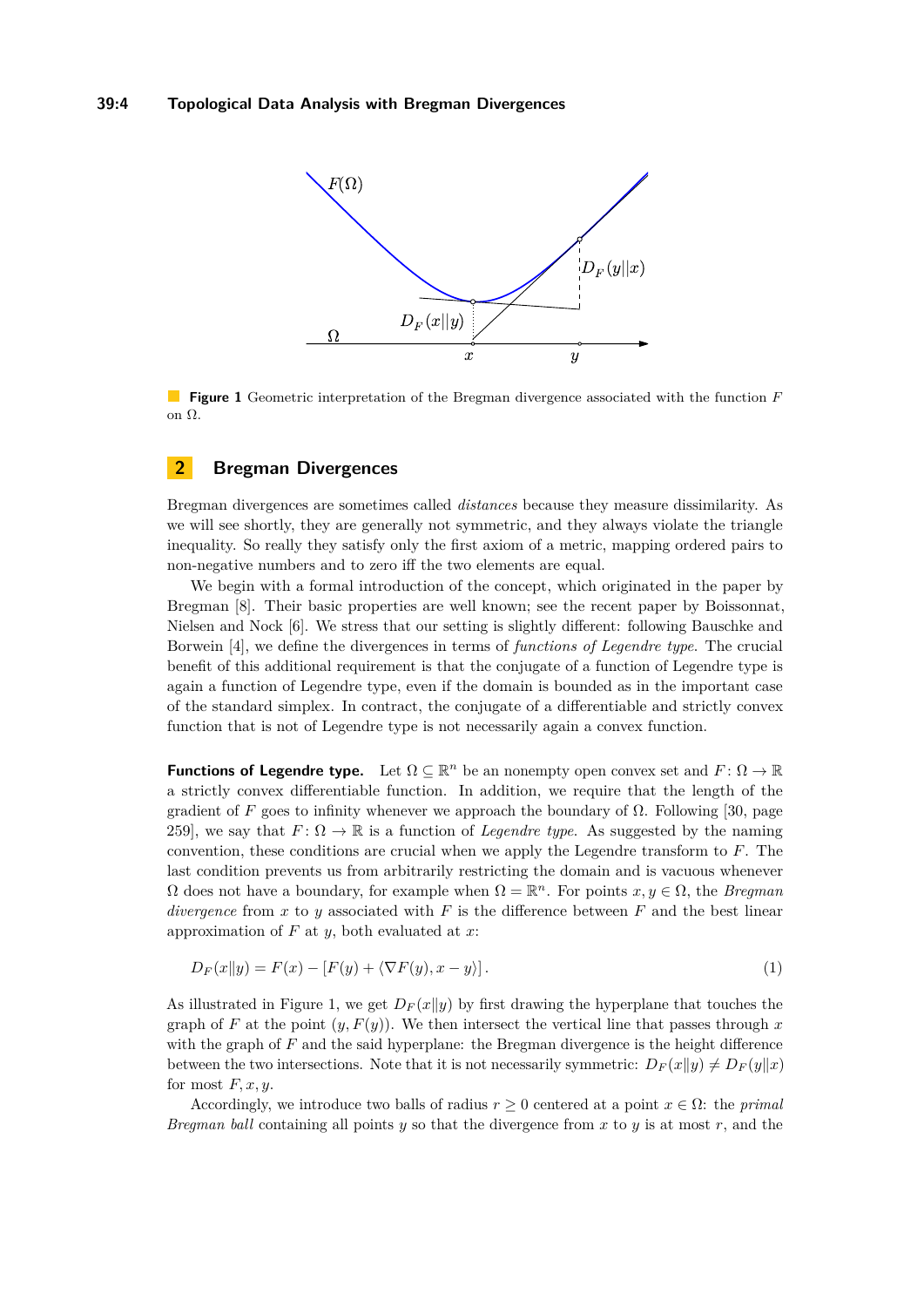**Figure 1** Geometric interpretation of the Bregman divergence associated with the function $F$ on $\Omega$.

## 2 Bregman Divergences

Bregman divergences are sometimes called *distances* because they measure dissimilarity. As we will see shortly, they are generally not symmetric, and they always violate the triangle inequality. So really they satisfy only the first axiom of a metric, mapping ordered pairs to non-negative numbers and to zero iff the two elements are equal.

We begin with a formal introduction of the concept, which originated in the paper by Bregman [8]. Their basic properties are well known; see the recent paper by Boissonnat, Nielsen and Nock [6]. We stress that our setting is slightly different: following Bauschke and Borwein [4], we define the divergences in terms of *functions of Legendre type.* The crucial benefit of this additional requirement is that the conjugate of a function of Legendre type is again a function of Legendre type, even if the domain is bounded as in the important case of the standard simplex. In contract, the conjugate of a differentiable and strictly convex function that is not of Legendre type is not necessarily again a convex function.

**Functions of Legendre type.** Let $\Omega \subseteq \mathbb{R}^n$ be an nonempty open convex set and $F \colon \Omega \to \mathbb{R}$ a strictly convex differentiable function. In addition, we require that the length of the gradient of $F$ goes to infinity whenever we approach the boundary of $\Omega$. Following [30, page 259], we say that $F \colon \Omega \to \mathbb{R}$ is a function of *Legendre type*. As suggested by the naming convention, these conditions are crucial when we apply the Legendre transform to $F$. The last condition prevents us from arbitrarily restricting the domain and is vacuous whenever $\Omega$ does not have a boundary, for example when $\Omega = \mathbb{R}^n$. For points $x, y \in \Omega$, the *Bregman divergence* from $x$ to $y$ associated with $F$ is the difference between $F$ and the best linear approximation of $F$ at $y$, both evaluated at $x$:

$$D_F(x\|y) = F(x) - [F(y) + \langle \nabla F(y), x - y \rangle]. \tag{1}$$

As illustrated in Figure 1, we get $D_F(x\|y)$ by first drawing the hyperplane that touches the graph of $F$ at the point $(y, F(y))$. We then intersect the vertical line that passes through $x$ with the graph of $F$ and the said hyperplane: the Bregman divergence is the height difference between the two intersections. Note that it is not necessarily symmetric: $D_F(x\|y) \neq D_F(y\|x)$ for most $F, x, y$.

Accordingly, we introduce two balls of radius $r \geq 0$ centered at a point $x \in \Omega$: the *primal Bregman ball* containing all points $y$ so that the divergence from $x$ to $y$ is at most $r$, and the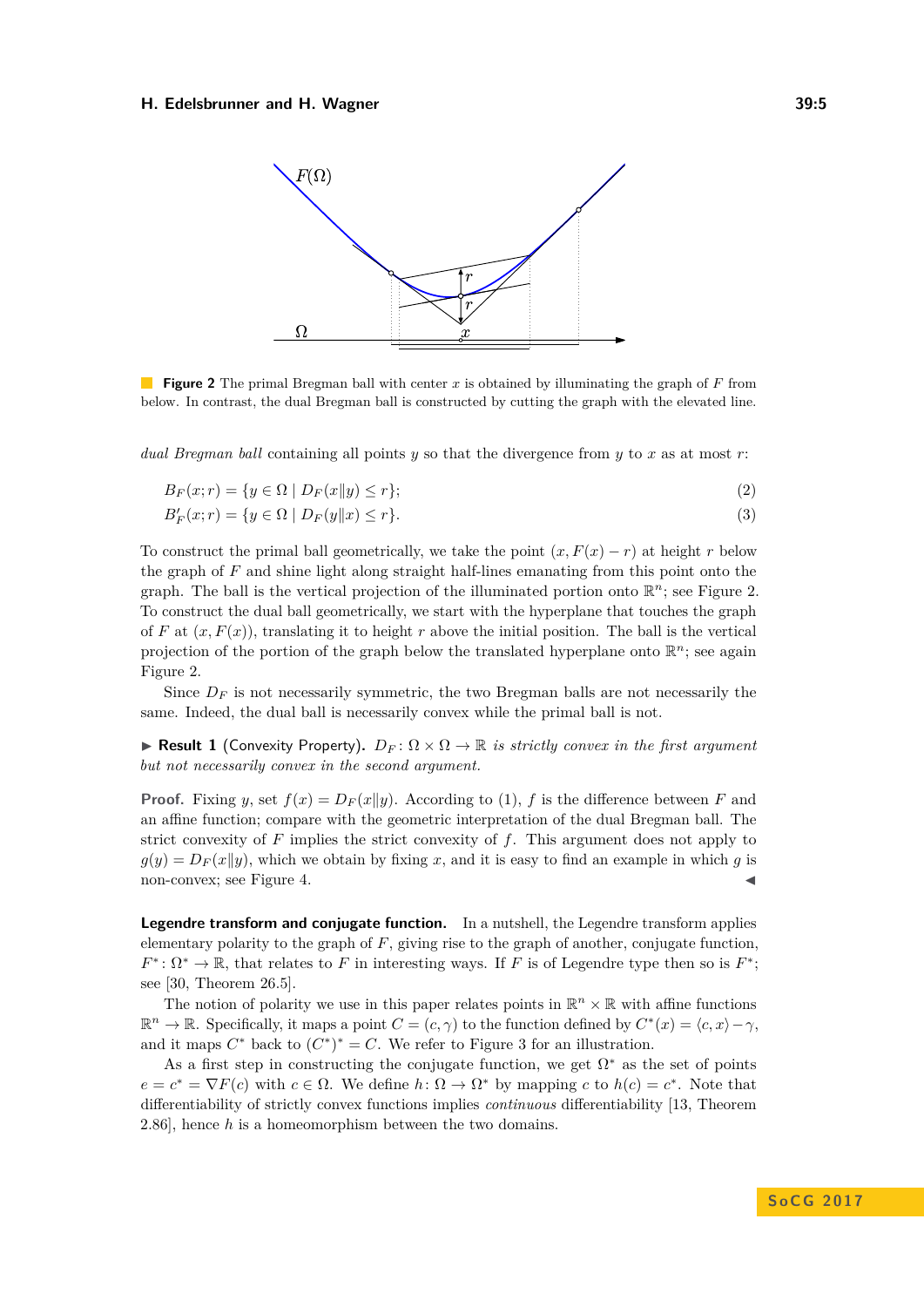**Figure 2** The primal Bregman ball with center $x$ is obtained by illuminating the graph of $F$ from below. In contrast, the dual Bregman ball is constructed by cutting the graph with the elevated line.

*dual Bregman ball* containing all points $y$ so that the divergence from $y$ to $x$ as at most $r$:

$$B_F(x; r) = \{y \in \Omega \mid D_F(x\|y) \leq r\}; \tag{2}$$

$$B'_F(x; r) = \{y \in \Omega \mid D_F(y\|x) \leq r\}. \tag{3}$$

To construct the primal ball geometrically, we take the point $(x, F(x) - r)$ at height $r$ below the graph of $F$ and shine light along straight half-lines emanating from this point onto the graph. The ball is the vertical projection of the illuminated portion onto $\mathbb{R}^n$; see Figure 2. To construct the dual ball geometrically, we start with the hyperplane that touches the graph of $F$ at $(x, F(x))$, translating it to height $r$ above the initial position. The ball is the vertical projection of the portion of the graph below the translated hyperplane onto $\mathbb{R}^n$; see again Figure 2.

Since $D_F$ is not necessarily symmetric, the two Bregman balls are not necessarily the same. Indeed, the dual ball is necessarily convex while the primal ball is not.

▶ **Result 1** (Convexity Property). *$D_F : \Omega \times \Omega \to \mathbb{R}$ is strictly convex in the first argument but not necessarily convex in the second argument.*

**Proof.** Fixing $y$, set $f(x) = D_F(x\|y)$. According to (1), $f$ is the difference between $F$ and an affine function; compare with the geometric interpretation of the dual Bregman ball. The strict convexity of $F$ implies the strict convexity of $f$. This argument does not apply to $g(y) = D_F(x\|y)$, which we obtain by fixing $x$, and it is easy to find an example in which $g$ is non-convex; see Figure 4. ◀

**Legendre transform and conjugate function.** In a nutshell, the Legendre transform applies elementary polarity to the graph of $F$, giving rise to the graph of another, conjugate function, $F^* : \Omega^* \to \mathbb{R}$, that relates to $F$ in interesting ways. If $F$ is of Legendre type then so is $F^*$; see [30, Theorem 26.5].

The notion of polarity we use in this paper relates points in $\mathbb{R}^n \times \mathbb{R}$ with affine functions $\mathbb{R}^n \to \mathbb{R}$. Specifically, it maps a point $C = (c, \gamma)$ to the function defined by $C^*(x) = \langle c, x \rangle - \gamma$, and it maps $C^*$ back to $(C^*)^* = C$. We refer to Figure 3 for an illustration.

As a first step in constructing the conjugate function, we get $\Omega^*$ as the set of points $e = c^* = \nabla F(c)$ with $c \in \Omega$. We define $h : \Omega \to \Omega^*$ by mapping $c$ to $h(c) = c^*$. Note that differentiability of strictly convex functions implies *continuous* differentiability [13, Theorem 2.86], hence $h$ is a homeomorphism between the two domains.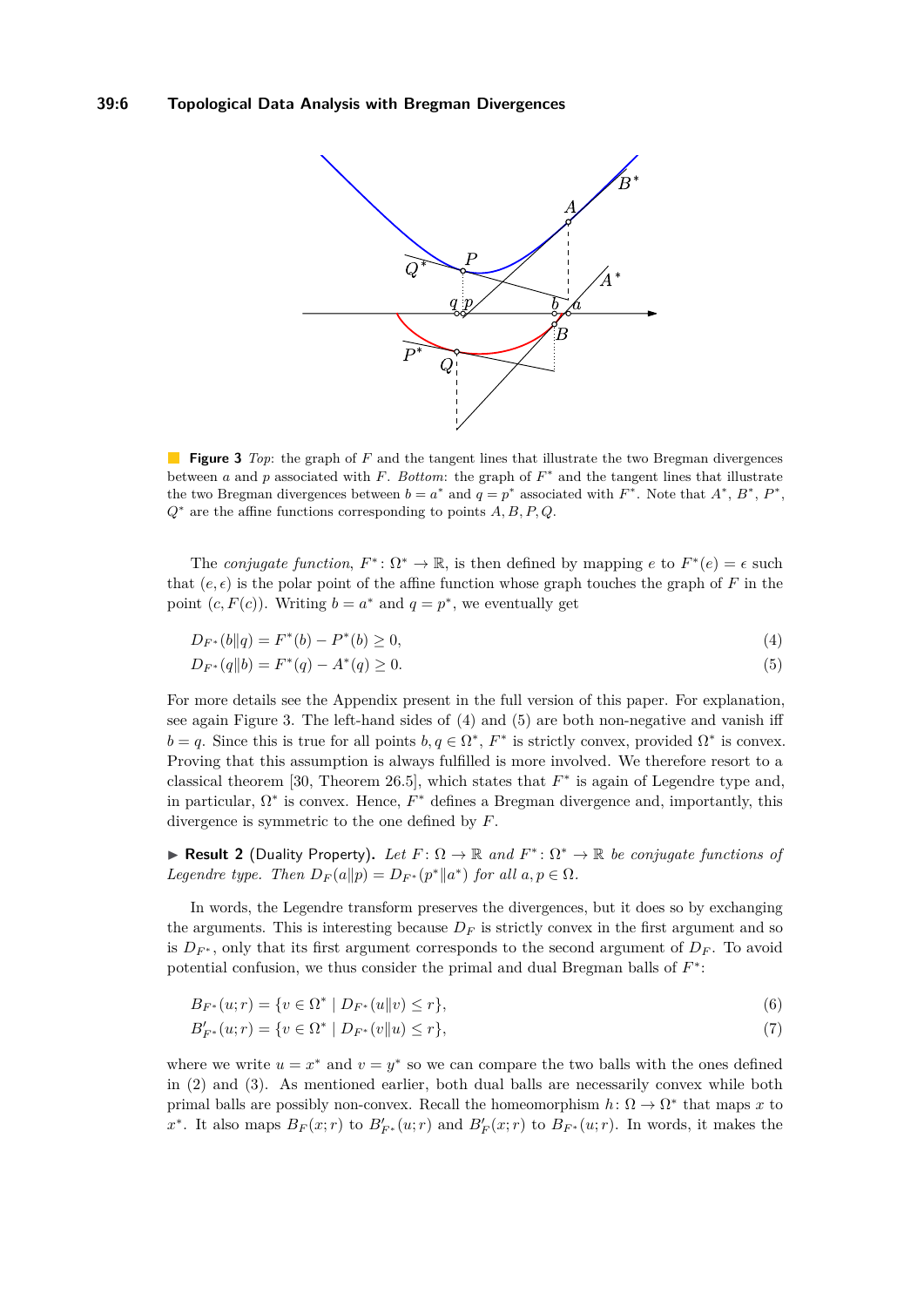**Figure 3** *Top*: the graph of $F$ and the tangent lines that illustrate the two Bregman divergences between $a$ and $p$ associated with $F$. *Bottom*: the graph of $F^*$ and the tangent lines that illustrate the two Bregman divergences between $b = a^*$ and $q = p^*$ associated with $F^*$. Note that $A^*$, $B^*$, $P^*$, $Q^*$ are the affine functions corresponding to points $A, B, P, Q$.

The *conjugate function*, $F^* \colon \Omega^* \to \mathbb{R}$, is then defined by mapping $e$ to $F^*(e) = \epsilon$ such that $(e, \epsilon)$ is the polar point of the affine function whose graph touches the graph of $F$ in the point $(c, F(c))$. Writing $b = a^*$ and $q = p^*$, we eventually get

$$D_{F^*}(b\|q) = F^*(b) - P^*(b) \geq 0, \tag{4}$$

$$D_{F^*}(q\|b) = F^*(q) - A^*(q) \geq 0. \tag{5}$$

For more details see the Appendix present in the full version of this paper. For explanation, see again Figure 3. The left-hand sides of (4) and (5) are both non-negative and vanish iff $b = q$. Since this is true for all points $b, q \in \Omega^*$, $F^*$ is strictly convex, provided $\Omega^*$ is convex. Proving that this assumption is always fulfilled is more involved. We therefore resort to a classical theorem [30, Theorem 26.5], which states that $F^*$ is again of Legendre type and, in particular, $\Omega^*$ is convex. Hence, $F^*$ defines a Bregman divergence and, importantly, this divergence is symmetric to the one defined by $F$.

▶ **Result 2** (Duality Property)**.** *Let $F \colon \Omega \to \mathbb{R}$ and $F^* \colon \Omega^* \to \mathbb{R}$ be conjugate functions of Legendre type. Then $D_F(a\|p) = D_{F^*}(p^*\|a^*)$ for all $a, p \in \Omega$.*

In words, the Legendre transform preserves the divergences, but it does so by exchanging the arguments. This is interesting because $D_F$ is strictly convex in the first argument and so is $D_{F^*}$, only that its first argument corresponds to the second argument of $D_F$. To avoid potential confusion, we thus consider the primal and dual Bregman balls of $F^*$:

$$B_{F^*}(u; r) = \{v \in \Omega^* \mid D_{F^*}(u\|v) \leq r\}, \tag{6}$$

$$B'_{F^*}(u; r) = \{v \in \Omega^* \mid D_{F^*}(v\|u) \leq r\}, \tag{7}$$

where we write $u = x^*$ and $v = y^*$ so we can compare the two balls with the ones defined in (2) and (3). As mentioned earlier, both dual balls are necessarily convex while both primal balls are possibly non-convex. Recall the homeomorphism $h \colon \Omega \to \Omega^*$ that maps $x$ to $x^*$. It also maps $B_F(x; r)$ to $B'_{F^*}(u; r)$ and $B'_F(x; r)$ to $B_{F^*}(u; r)$. In words, it makes the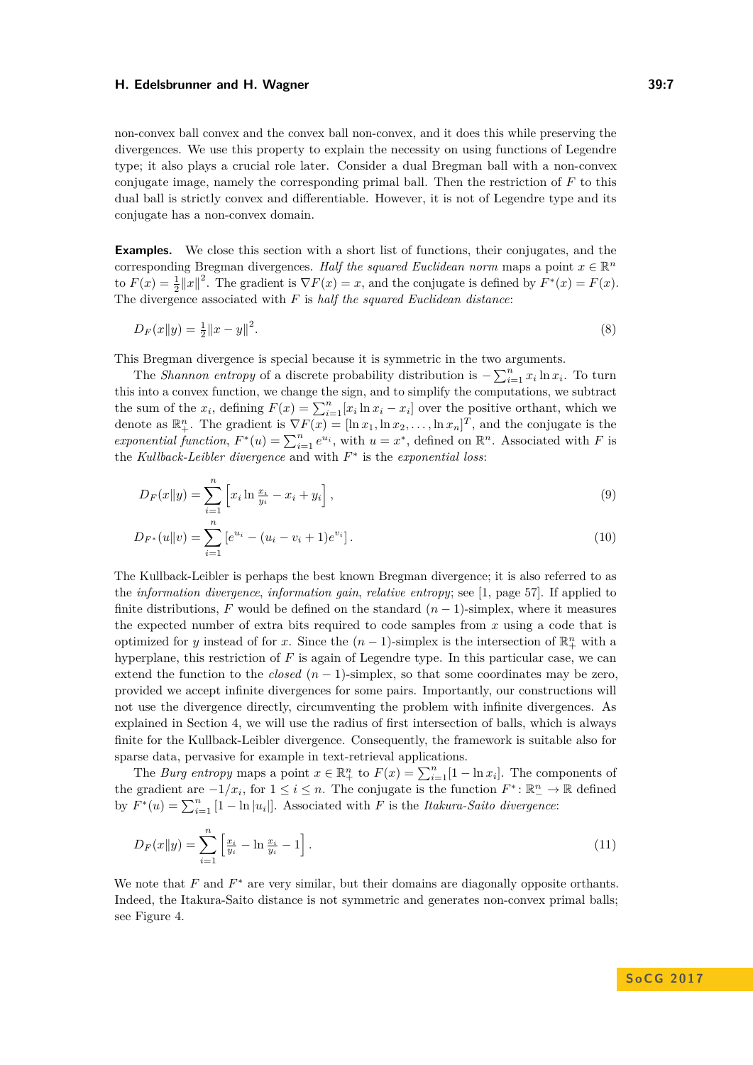non-convex ball convex and the convex ball non-convex, and it does this while preserving the divergences. We use this property to explain the necessity on using functions of Legendre type; it also plays a crucial role later. Consider a dual Bregman ball with a non-convex conjugate image, namely the corresponding primal ball. Then the restriction of $F$ to this dual ball is strictly convex and differentiable. However, it is not of Legendre type and its conjugate has a non-convex domain.

**Examples.** We close this section with a short list of functions, their conjugates, and the corresponding Bregman divergences. *Half the squared Euclidean norm* maps a point $x \in \mathbb{R}^n$ to $F(x) = \frac{1}{2}\|x\|^2$. The gradient is $\nabla F(x) = x$, and the conjugate is defined by $F^*(x) = F(x)$. The divergence associated with $F$ is *half the squared Euclidean distance*:

$$D_F(x\|y) = \tfrac{1}{2}\|x - y\|^2. \tag{8}$$

This Bregman divergence is special because it is symmetric in the two arguments.

The *Shannon entropy* of a discrete probability distribution is $-\sum_{i=1}^n x_i \ln x_i$. To turn this into a convex function, we change the sign, and to simplify the computations, we subtract the sum of the $x_i$, defining $F(x) = \sum_{i=1}^n [x_i \ln x_i - x_i]$ over the positive orthant, which we denote as $\mathbb{R}^n_+$. The gradient is $\nabla F(x) = [\ln x_1, \ln x_2, \ldots, \ln x_n]^T$, and the conjugate is the *exponential function*, $F^*(u) = \sum_{i=1}^n e^{u_i}$, with $u = x^*$, defined on $\mathbb{R}^n$. Associated with $F$ is the *Kullback-Leibler divergence* and with $F^*$ is the *exponential loss*:

$$D_F(x\|y) = \sum_{i=1}^n \left[x_i \ln \tfrac{x_i}{y_i} - x_i + y_i\right], \tag{9}$$

$$D_{F^*}(u\|v) = \sum_{i=1}^n \left[e^{u_i} - (u_i - v_i + 1)e^{v_i}\right]. \tag{10}$$

The Kullback-Leibler is perhaps the best known Bregman divergence; it is also referred to as the *information divergence*, *information gain*, *relative entropy*; see [1, page 57]. If applied to finite distributions, $F$ would be defined on the standard $(n-1)$-simplex, where it measures the expected number of extra bits required to code samples from $x$ using a code that is optimized for $y$ instead of for $x$. Since the $(n-1)$-simplex is the intersection of $\mathbb{R}^n_+$ with a hyperplane, this restriction of $F$ is again of Legendre type. In this particular case, we can extend the function to the *closed* $(n-1)$-simplex, so that some coordinates may be zero, provided we accept infinite divergences for some pairs. Importantly, our constructions will not use the divergence directly, circumventing the problem with infinite divergences. As explained in Section 4, we will use the radius of first intersection of balls, which is always finite for the Kullback-Leibler divergence. Consequently, the framework is suitable also for sparse data, pervasive for example in text-retrieval applications.

The *Burg entropy* maps a point $x \in \mathbb{R}^n_+$ to $F(x) = \sum_{i=1}^n [1 - \ln x_i]$. The components of the gradient are $-1/x_i$, for $1 \le i \le n$. The conjugate is the function $F^* \colon \mathbb{R}^n_- \to \mathbb{R}$ defined by $F^*(u) = \sum_{i=1}^n [1 - \ln |u_i|]$. Associated with $F$ is the *Itakura-Saito divergence*:

$$D_F(x\|y) = \sum_{i=1}^n \left[\tfrac{x_i}{y_i} - \ln \tfrac{x_i}{y_i} - 1\right]. \tag{11}$$

We note that $F$ and $F^*$ are very similar, but their domains are diagonally opposite orthants. Indeed, the Itakura-Saito distance is not symmetric and generates non-convex primal balls; see Figure 4.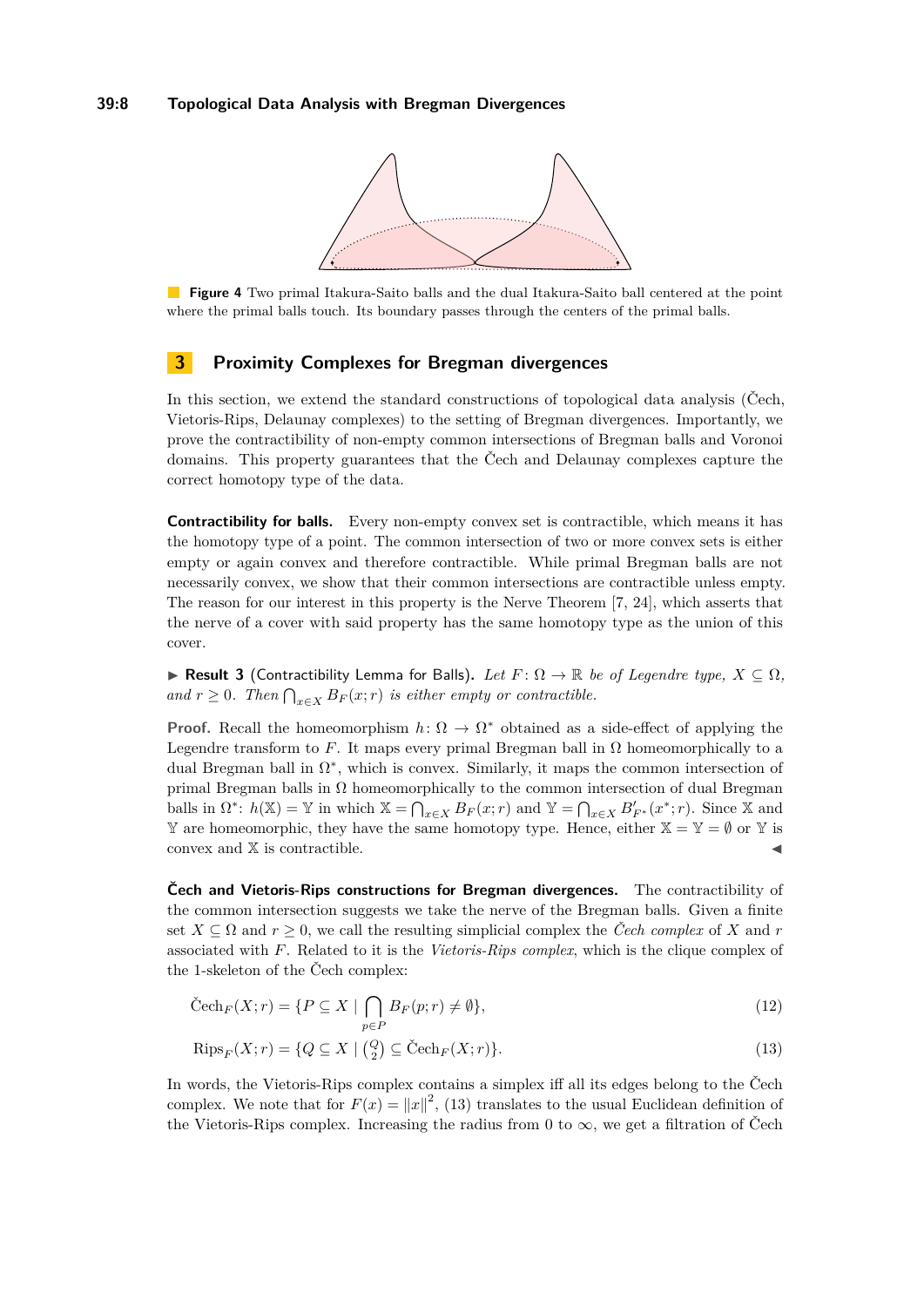**Figure 4** Two primal Itakura-Saito balls and the dual Itakura-Saito ball centered at the point where the primal balls touch. Its boundary passes through the centers of the primal balls.

## 3 Proximity Complexes for Bregman divergences

In this section, we extend the standard constructions of topological data analysis (Čech, Vietoris-Rips, Delaunay complexes) to the setting of Bregman divergences. Importantly, we prove the contractibility of non-empty common intersections of Bregman balls and Voronoi domains. This property guarantees that the Čech and Delaunay complexes capture the correct homotopy type of the data.

**Contractibility for balls.** Every non-empty convex set is contractible, which means it has the homotopy type of a point. The common intersection of two or more convex sets is either empty or again convex and therefore contractible. While primal Bregman balls are not necessarily convex, we show that their common intersections are contractible unless empty. The reason for our interest in this property is the Nerve Theorem [7, 24], which asserts that the nerve of a cover with said property has the same homotopy type as the union of this cover.

▶ **Result 3** (Contractibility Lemma for Balls)**.** *Let $F\colon \Omega \to \mathbb{R}$ be of Legendre type, $X \subseteq \Omega$, and $r \geq 0$. Then $\bigcap_{x \in X} B_F(x;r)$ is either empty or contractible.*

**Proof.** Recall the homeomorphism $h\colon \Omega \to \Omega^*$ obtained as a side-effect of applying the Legendre transform to $F$. It maps every primal Bregman ball in $\Omega$ homeomorphically to a dual Bregman ball in $\Omega^*$, which is convex. Similarly, it maps the common intersection of primal Bregman balls in $\Omega$ homeomorphically to the common intersection of dual Bregman balls in $\Omega^*$: $h(\mathbb{X}) = \mathbb{Y}$ in which $\mathbb{X} = \bigcap_{x \in X} B_F(x;r)$ and $\mathbb{Y} = \bigcap_{x \in X} B'_{F^*}(x^*;r)$. Since $\mathbb{X}$ and $\mathbb{Y}$ are homeomorphic, they have the same homotopy type. Hence, either $\mathbb{X} = \mathbb{Y} = \emptyset$ or $\mathbb{Y}$ is convex and $\mathbb{X}$ is contractible. ◀

**Čech and Vietoris-Rips constructions for Bregman divergences.** The contractibility of the common intersection suggests we take the nerve of the Bregman balls. Given a finite set $X \subseteq \Omega$ and $r \geq 0$, we call the resulting simplicial complex the *Čech complex* of $X$ and $r$ associated with $F$. Related to it is the *Vietoris-Rips complex*, which is the clique complex of the 1-skeleton of the Čech complex:

$$\check{\mathrm{C}}\mathrm{ech}_F(X;r) = \{P \subseteq X \mid \bigcap_{p \in P} B_F(p;r) \neq \emptyset\}, \tag{12}$$

$$\mathrm{Rips}_F(X;r) = \{Q \subseteq X \mid \tbinom{Q}{2} \subseteq \check{\mathrm{C}}\mathrm{ech}_F(X;r)\}. \tag{13}$$

In words, the Vietoris-Rips complex contains a simplex iff all its edges belong to the Čech complex. We note that for $F(x) = \|x\|^2$, (13) translates to the usual Euclidean definition of the Vietoris-Rips complex. Increasing the radius from 0 to $\infty$, we get a filtration of Čech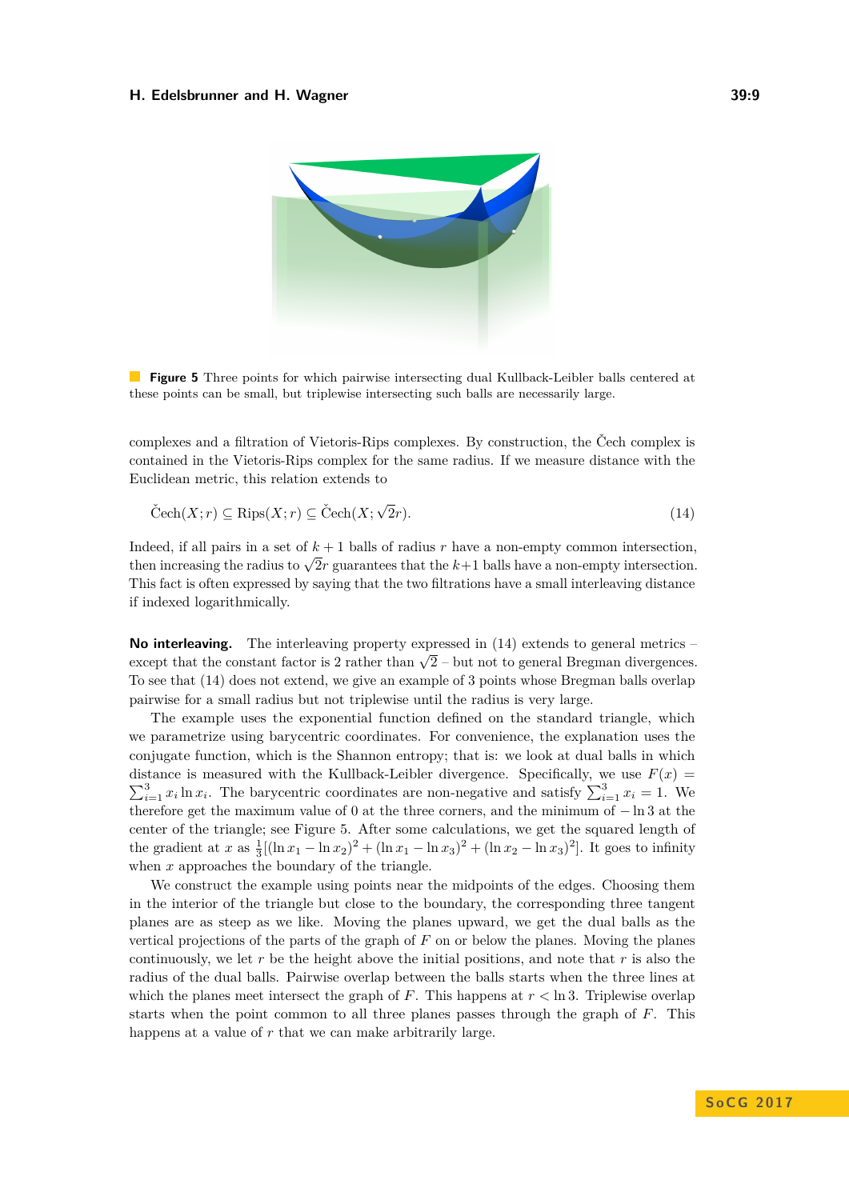**Figure 5** Three points for which pairwise intersecting dual Kullback-Leibler balls centered at these points can be small, but triplewise intersecting such balls are necessarily large.

complexes and a filtration of Vietoris-Rips complexes. By construction, the Čech complex is contained in the Vietoris-Rips complex for the same radius. If we measure distance with the Euclidean metric, this relation extends to

$$\check{\mathrm{C}}\mathrm{ech}(X;r) \subseteq \mathrm{Rips}(X;r) \subseteq \check{\mathrm{C}}\mathrm{ech}(X;\sqrt{2}r). \tag{14}$$

Indeed, if all pairs in a set of $k+1$ balls of radius $r$ have a non-empty common intersection, then increasing the radius to $\sqrt{2}r$ guarantees that the $k+1$ balls have a non-empty intersection. This fact is often expressed by saying that the two filtrations have a small interleaving distance if indexed logarithmically.

**No interleaving.** The interleaving property expressed in (14) extends to general metrics – except that the constant factor is 2 rather than $\sqrt{2}$ – but not to general Bregman divergences. To see that (14) does not extend, we give an example of 3 points whose Bregman balls overlap pairwise for a small radius but not triplewise until the radius is very large.

The example uses the exponential function defined on the standard triangle, which we parametrize using barycentric coordinates. For convenience, the explanation uses the conjugate function, which is the Shannon entropy; that is: we look at dual balls in which distance is measured with the Kullback-Leibler divergence. Specifically, we use $F(x) = \sum_{i=1}^{3} x_i \ln x_i$. The barycentric coordinates are non-negative and satisfy $\sum_{i=1}^{3} x_i = 1$. We therefore get the maximum value of 0 at the three corners, and the minimum of $-\ln 3$ at the center of the triangle; see Figure 5. After some calculations, we get the squared length of the gradient at $x$ as $\frac{1}{3}[(\ln x_1 - \ln x_2)^2 + (\ln x_1 - \ln x_3)^2 + (\ln x_2 - \ln x_3)^2]$. It goes to infinity when $x$ approaches the boundary of the triangle.

We construct the example using points near the midpoints of the edges. Choosing them in the interior of the triangle but close to the boundary, the corresponding three tangent planes are as steep as we like. Moving the planes upward, we get the dual balls as the vertical projections of the parts of the graph of $F$ on or below the planes. Moving the planes continuously, we let $r$ be the height above the initial positions, and note that $r$ is also the radius of the dual balls. Pairwise overlap between the balls starts when the three lines at which the planes meet intersect the graph of $F$. This happens at $r < \ln 3$. Triplewise overlap starts when the point common to all three planes passes through the graph of $F$. This happens at a value of $r$ that we can make arbitrarily large.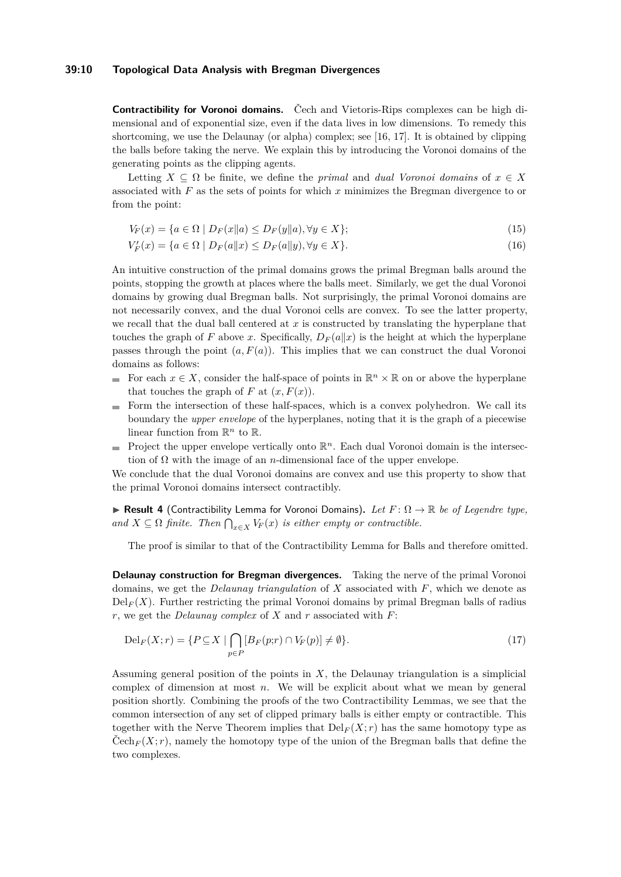**Contractibility for Voronoi domains.** Čech and Vietoris-Rips complexes can be high dimensional and of exponential size, even if the data lives in low dimensions. To remedy this shortcoming, we use the Delaunay (or alpha) complex; see [16, 17]. It is obtained by clipping the balls before taking the nerve. We explain this by introducing the Voronoi domains of the generating points as the clipping agents.

Letting $X \subseteq \Omega$ be finite, we define the *primal* and *dual Voronoi domains* of $x \in X$ associated with $F$ as the sets of points for which $x$ minimizes the Bregman divergence to or from the point:

$$V_F(x) = \{a \in \Omega \mid D_F(x\|a) \leq D_F(y\|a), \forall y \in X\}; \tag{15}$$

$$V_F'(x) = \{a \in \Omega \mid D_F(a\|x) \leq D_F(a\|y), \forall y \in X\}. \tag{16}$$

An intuitive construction of the primal domains grows the primal Bregman balls around the points, stopping the growth at places where the balls meet. Similarly, we get the dual Voronoi domains by growing dual Bregman balls. Not surprisingly, the primal Voronoi domains are not necessarily convex, and the dual Voronoi cells are convex. To see the latter property, we recall that the dual ball centered at $x$ is constructed by translating the hyperplane that touches the graph of $F$ above $x$. Specifically, $D_F(a\|x)$ is the height at which the hyperplane passes through the point $(a, F(a))$. This implies that we can construct the dual Voronoi domains as follows:

- For each $x \in X$, consider the half-space of points in $\mathbb{R}^n \times \mathbb{R}$ on or above the hyperplane that touches the graph of $F$ at $(x, F(x))$.
- Form the intersection of these half-spaces, which is a convex polyhedron. We call its boundary the *upper envelope* of the hyperplanes, noting that it is the graph of a piecewise linear function from $\mathbb{R}^n$ to $\mathbb{R}$.
- Project the upper envelope vertically onto $\mathbb{R}^n$. Each dual Voronoi domain is the intersection of $\Omega$ with the image of an $n$-dimensional face of the upper envelope.

We conclude that the dual Voronoi domains are convex and use this property to show that the primal Voronoi domains intersect contractibly.

▶ **Result 4** (Contractibility Lemma for Voronoi Domains)**.** *Let $F \colon \Omega \to \mathbb{R}$ be of Legendre type, and $X \subseteq \Omega$ finite. Then $\bigcap_{x \in X} V_F(x)$ is either empty or contractible.*

The proof is similar to that of the Contractibility Lemma for Balls and therefore omitted.

**Delaunay construction for Bregman divergences.** Taking the nerve of the primal Voronoi domains, we get the *Delaunay triangulation* of $X$ associated with $F$, which we denote as $\mathrm{Del}_F(X)$. Further restricting the primal Voronoi domains by primal Bregman balls of radius $r$, we get the *Delaunay complex* of $X$ and $r$ associated with $F$:

$$\mathrm{Del}_F(X; r) = \{P \subseteq X \mid \bigcap_{p \in P} [B_F(p; r) \cap V_F(p)] \neq \emptyset\}. \tag{17}$$

Assuming general position of the points in $X$, the Delaunay triangulation is a simplicial complex of dimension at most $n$. We will be explicit about what we mean by general position shortly. Combining the proofs of the two Contractibility Lemmas, we see that the common intersection of any set of clipped primary balls is either empty or contractible. This together with the Nerve Theorem implies that $\mathrm{Del}_F(X; r)$ has the same homotopy type as $\check{\mathrm{C}}\mathrm{ech}_F(X; r)$, namely the homotopy type of the union of the Bregman balls that define the two complexes.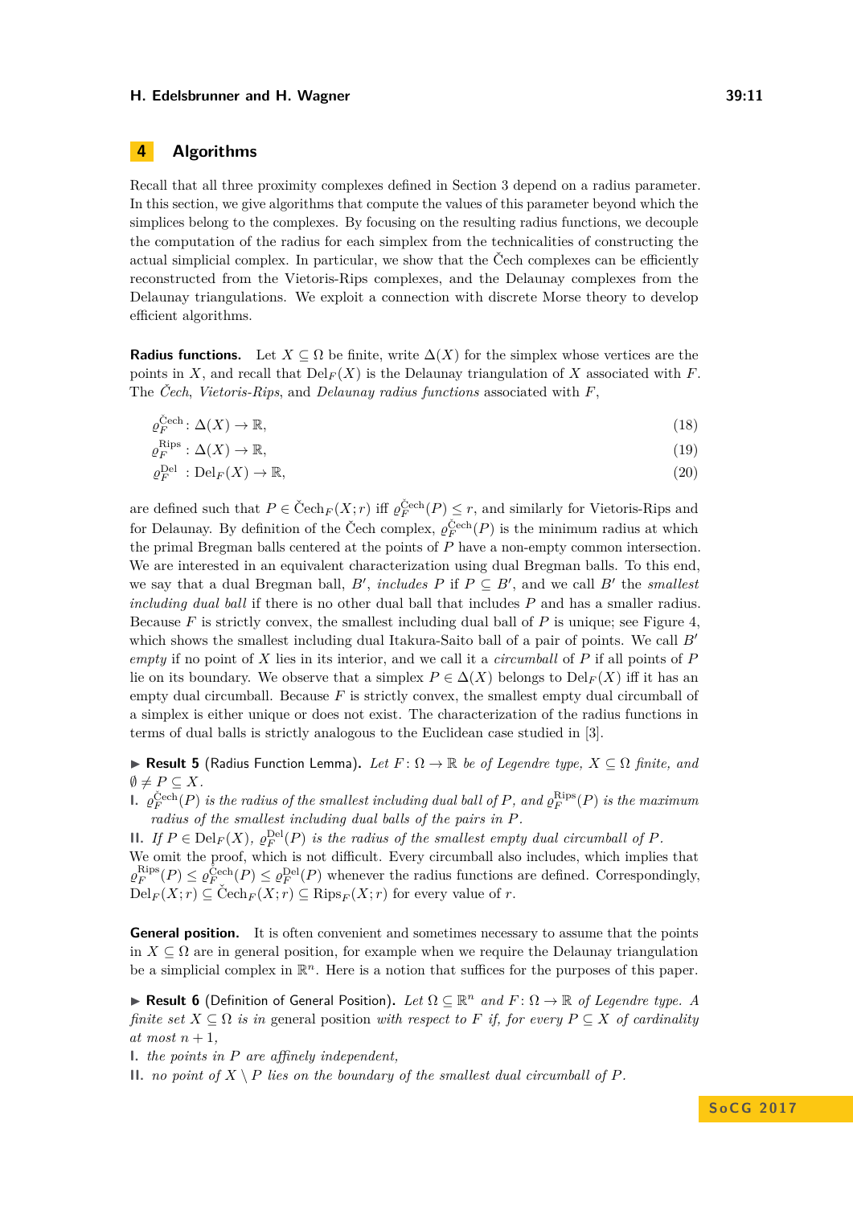## 4 Algorithms

Recall that all three proximity complexes defined in Section 3 depend on a radius parameter. In this section, we give algorithms that compute the values of this parameter beyond which the simplices belong to the complexes. By focusing on the resulting radius functions, we decouple the computation of the radius for each simplex from the technicalities of constructing the actual simplicial complex. In particular, we show that the Čech complexes can be efficiently reconstructed from the Vietoris-Rips complexes, and the Delaunay complexes from the Delaunay triangulations. We exploit a connection with discrete Morse theory to develop efficient algorithms.

**Radius functions.** Let $X \subseteq \Omega$ be finite, write $\Delta(X)$ for the simplex whose vertices are the points in $X$, and recall that $\mathrm{Del}_F(X)$ is the Delaunay triangulation of $X$ associated with $F$. The *Čech*, *Vietoris-Rips*, and *Delaunay radius functions* associated with $F$,

$$\varrho_F^{\check{\mathrm{C}}\mathrm{ech}} \colon \Delta(X) \to \mathbb{R}, \tag{18}$$

$$\varrho_F^{\mathrm{Rips}} \colon \Delta(X) \to \mathbb{R}, \tag{19}$$

$$\varrho_F^{\mathrm{Del}} \colon \mathrm{Del}_F(X) \to \mathbb{R}, \tag{20}$$

are defined such that $P \in \check{\mathrm{C}}\mathrm{ech}_F(X; r)$ iff $\varrho_F^{\check{\mathrm{C}}\mathrm{ech}}(P) \leq r$, and similarly for Vietoris-Rips and for Delaunay. By definition of the Čech complex, $\varrho_F^{\check{\mathrm{C}}\mathrm{ech}}(P)$ is the minimum radius at which the primal Bregman balls centered at the points of $P$ have a non-empty common intersection. We are interested in an equivalent characterization using dual Bregman balls. To this end, we say that a dual Bregman ball, $B'$, *includes* $P$ if $P \subseteq B'$, and we call $B'$ the *smallest including dual ball* if there is no other dual ball that includes $P$ and has a smaller radius. Because $F$ is strictly convex, the smallest including dual ball of $P$ is unique; see Figure 4, which shows the smallest including dual Itakura-Saito ball of a pair of points. We call $B'$ *empty* if no point of $X$ lies in its interior, and we call it a *circumball* of $P$ if all points of $P$ lie on its boundary. We observe that a simplex $P \in \Delta(X)$ belongs to $\mathrm{Del}_F(X)$ iff it has an empty dual circumball. Because $F$ is strictly convex, the smallest empty dual circumball of a simplex is either unique or does not exist. The characterization of the radius functions in terms of dual balls is strictly analogous to the Euclidean case studied in [3].

▶ **Result 5** (Radius Function Lemma)**.** *Let $F \colon \Omega \to \mathbb{R}$ be of Legendre type, $X \subseteq \Omega$ finite, and $\emptyset \neq P \subseteq X$.*

**I.** *$\varrho_F^{\check{\mathrm{C}}\mathrm{ech}}(P)$ is the radius of the smallest including dual ball of $P$, and $\varrho_F^{\mathrm{Rips}}(P)$ is the maximum radius of the smallest including dual balls of the pairs in $P$.*

**II.** *If $P \in \mathrm{Del}_F(X)$, $\varrho_F^{\mathrm{Del}}(P)$ is the radius of the smallest empty dual circumball of $P$.*

We omit the proof, which is not difficult. Every circumball also includes, which implies that $\varrho_F^{\mathrm{Rips}}(P) \leq \varrho_F^{\check{\mathrm{C}}\mathrm{ech}}(P) \leq \varrho_F^{\mathrm{Del}}(P)$ whenever the radius functions are defined. Correspondingly, $\mathrm{Del}_F(X; r) \subseteq \check{\mathrm{C}}\mathrm{ech}_F(X; r) \subseteq \mathrm{Rips}_F(X; r)$ for every value of $r$.

**General position.** It is often convenient and sometimes necessary to assume that the points in $X \subseteq \Omega$ are in general position, for example when we require the Delaunay triangulation be a simplicial complex in $\mathbb{R}^n$. Here is a notion that suffices for the purposes of this paper.

▶ **Result 6** (Definition of General Position)**.** *Let $\Omega \subseteq \mathbb{R}^n$ and $F \colon \Omega \to \mathbb{R}$ of Legendre type. A finite set $X \subseteq \Omega$ is in* general position *with respect to $F$ if, for every $P \subseteq X$ of cardinality at most $n+1$,*

**I.** *the points in $P$ are affinely independent,*

**II.** *no point of $X \setminus P$ lies on the boundary of the smallest dual circumball of $P$.*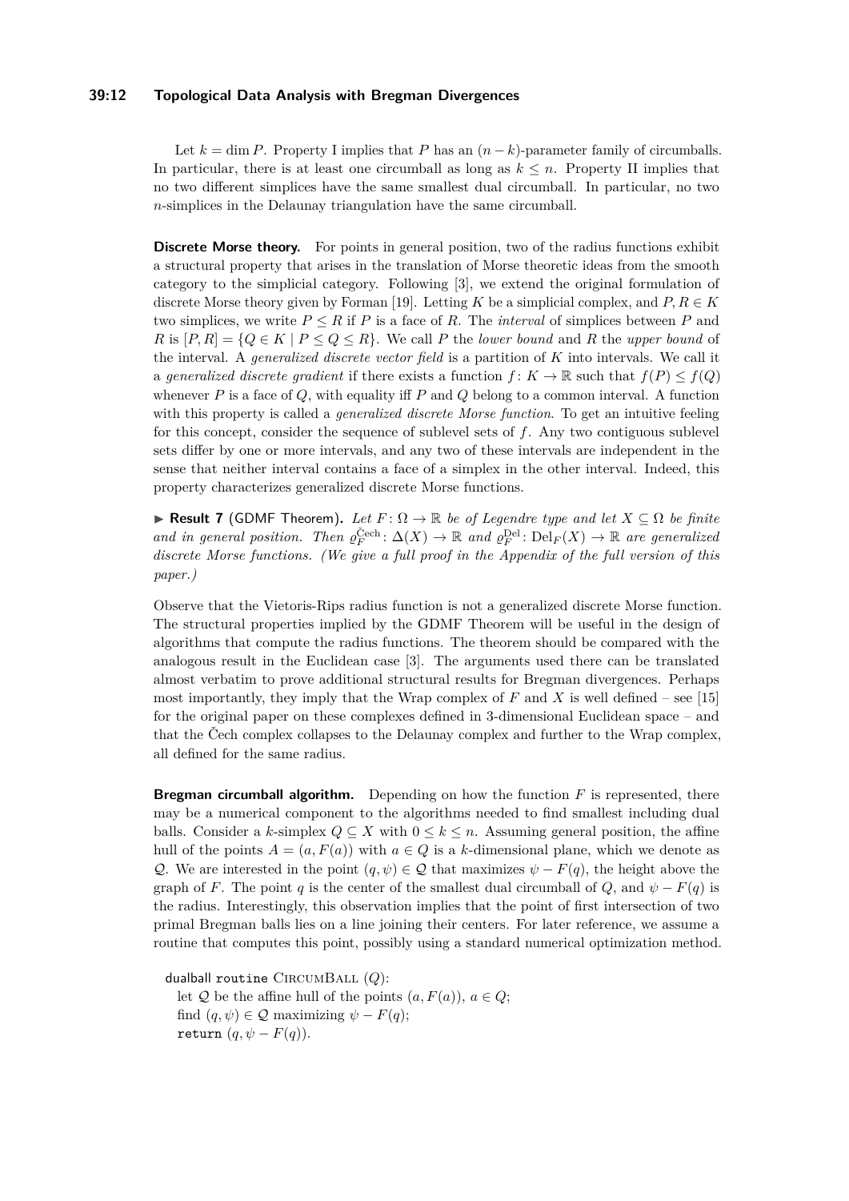Let $k = \dim P$. Property I implies that $P$ has an $(n-k)$-parameter family of circumballs. In particular, there is at least one circumball as long as $k \leq n$. Property II implies that no two different simplices have the same smallest dual circumball. In particular, no two $n$-simplices in the Delaunay triangulation have the same circumball.

**Discrete Morse theory.** For points in general position, two of the radius functions exhibit a structural property that arises in the translation of Morse theoretic ideas from the smooth category to the simplicial category. Following [3], we extend the original formulation of discrete Morse theory given by Forman [19]. Letting $K$ be a simplicial complex, and $P, R \in K$ two simplices, we write $P \leq R$ if $P$ is a face of $R$. The *interval* of simplices between $P$ and $R$ is $[P, R] = \{Q \in K \mid P \leq Q \leq R\}$. We call $P$ the *lower bound* and $R$ the *upper bound* of the interval. A *generalized discrete vector field* is a partition of $K$ into intervals. We call it a *generalized discrete gradient* if there exists a function $f \colon K \to \mathbb{R}$ such that $f(P) \leq f(Q)$ whenever $P$ is a face of $Q$, with equality iff $P$ and $Q$ belong to a common interval. A function with this property is called a *generalized discrete Morse function*. To get an intuitive feeling for this concept, consider the sequence of sublevel sets of $f$. Any two contiguous sublevel sets differ by one or more intervals, and any two of these intervals are independent in the sense that neither interval contains a face of a simplex in the other interval. Indeed, this property characterizes generalized discrete Morse functions.

► **Result 7** (GDMF Theorem). *Let $F \colon \Omega \to \mathbb{R}$ be of Legendre type and let $X \subseteq \Omega$ be finite and in general position. Then $\varrho_F^{\text{Čech}} \colon \Delta(X) \to \mathbb{R}$ and $\varrho_F^{\text{Del}} \colon \text{Del}_F(X) \to \mathbb{R}$ are generalized discrete Morse functions. (We give a full proof in the Appendix of the full version of this paper.)*

Observe that the Vietoris-Rips radius function is not a generalized discrete Morse function. The structural properties implied by the GDMF Theorem will be useful in the design of algorithms that compute the radius functions. The theorem should be compared with the analogous result in the Euclidean case [3]. The arguments used there can be translated almost verbatim to prove additional structural results for Bregman divergences. Perhaps most importantly, they imply that the Wrap complex of $F$ and $X$ is well defined – see [15] for the original paper on these complexes defined in 3-dimensional Euclidean space – and that the Čech complex collapses to the Delaunay complex and further to the Wrap complex, all defined for the same radius.

**Bregman circumball algorithm.** Depending on how the function $F$ is represented, there may be a numerical component to the algorithms needed to find smallest including dual balls. Consider a $k$-simplex $Q \subseteq X$ with $0 \leq k \leq n$. Assuming general position, the affine hull of the points $A = (a, F(a))$ with $a \in Q$ is a $k$-dimensional plane, which we denote as $\mathcal{Q}$. We are interested in the point $(q, \psi) \in \mathcal{Q}$ that maximizes $\psi - F(q)$, the height above the graph of $F$. The point $q$ is the center of the smallest dual circumball of $Q$, and $\psi - F(q)$ is the radius. Interestingly, this observation implies that the point of first intersection of two primal Bregman balls lies on a line joining their centers. For later reference, we assume a routine that computes this point, possibly using a standard numerical optimization method.

```
dualball routine CircumBall (Q):
  let 𝒬 be the affine hull of the points (a, F(a)), a ∈ Q;
  find (q, ψ) ∈ 𝒬 maximizing ψ − F(q);
  return (q, ψ − F(q)).
```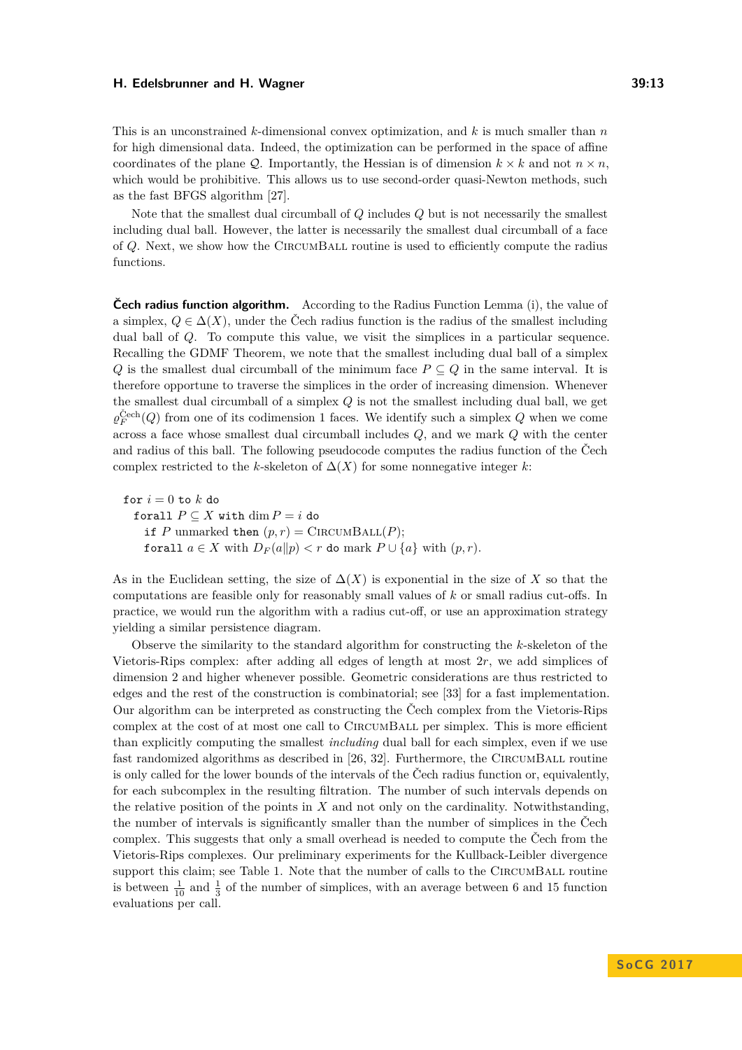This is an unconstrained $k$-dimensional convex optimization, and $k$ is much smaller than $n$ for high dimensional data. Indeed, the optimization can be performed in the space of affine coordinates of the plane $\mathcal{Q}$. Importantly, the Hessian is of dimension $k \times k$ and not $n \times n$, which would be prohibitive. This allows us to use second-order quasi-Newton methods, such as the fast BFGS algorithm [27].

Note that the smallest dual circumball of $Q$ includes $Q$ but is not necessarily the smallest including dual ball. However, the latter is necessarily the smallest dual circumball of a face of $Q$. Next, we show how the CircumBall routine is used to efficiently compute the radius functions.

**Čech radius function algorithm.** According to the Radius Function Lemma (i), the value of a simplex, $Q \in \Delta(X)$, under the Čech radius function is the radius of the smallest including dual ball of $Q$. To compute this value, we visit the simplices in a particular sequence. Recalling the GDMF Theorem, we note that the smallest including dual ball of a simplex $Q$ is the smallest dual circumball of the minimum face $P \subseteq Q$ in the same interval. It is therefore opportune to traverse the simplices in the order of increasing dimension. Whenever the smallest dual circumball of a simplex $Q$ is not the smallest including dual ball, we get $\varrho_F^{\text{Čech}}(Q)$ from one of its codimension 1 faces. We identify such a simplex $Q$ when we come across a face whose smallest dual circumball includes $Q$, and we mark $Q$ with the center and radius of this ball. The following pseudocode computes the radius function of the Čech complex restricted to the $k$-skeleton of $\Delta(X)$ for some nonnegative integer $k$:

```
for i = 0 to k do
  forall P ⊆ X with dim P = i do
    if P unmarked then (p, r) = CircumBall(P);
    forall a ∈ X with D_F(a‖p) < r do mark P ∪ {a} with (p, r).
```

As in the Euclidean setting, the size of $\Delta(X)$ is exponential in the size of $X$ so that the computations are feasible only for reasonably small values of $k$ or small radius cut-offs. In practice, we would run the algorithm with a radius cut-off, or use an approximation strategy yielding a similar persistence diagram.

Observe the similarity to the standard algorithm for constructing the $k$-skeleton of the Vietoris-Rips complex: after adding all edges of length at most $2r$, we add simplices of dimension 2 and higher whenever possible. Geometric considerations are thus restricted to edges and the rest of the construction is combinatorial; see [33] for a fast implementation. Our algorithm can be interpreted as constructing the Čech complex from the Vietoris-Rips complex at the cost of at most one call to CircumBall per simplex. This is more efficient than explicitly computing the smallest *including* dual ball for each simplex, even if we use fast randomized algorithms as described in [26, 32]. Furthermore, the CircumBall routine is only called for the lower bounds of the intervals of the Čech radius function or, equivalently, for each subcomplex in the resulting filtration. The number of such intervals depends on the relative position of the points in $X$ and not only on the cardinality. Notwithstanding, the number of intervals is significantly smaller than the number of simplices in the Čech complex. This suggests that only a small overhead is needed to compute the Čech from the Vietoris-Rips complexes. Our preliminary experiments for the Kullback-Leibler divergence support this claim; see Table 1. Note that the number of calls to the CircumBall routine is between $\frac{1}{10}$ and $\frac{1}{3}$ of the number of simplices, with an average between 6 and 15 function evaluations per call.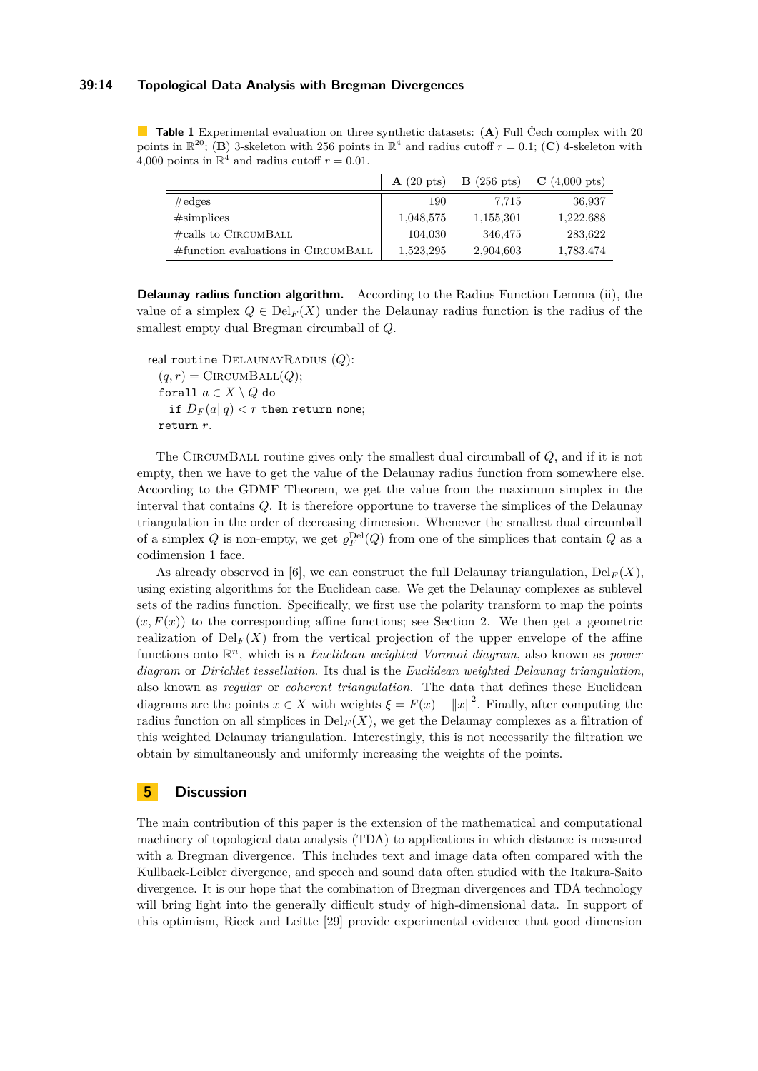**Table 1** Experimental evaluation on three synthetic datasets: (**A**) Full Čech complex with 20 points in $\mathbb{R}^{20}$; (**B**) 3-skeleton with 256 points in $\mathbb{R}^4$ and radius cutoff $r = 0.1$; (**C**) 4-skeleton with 4,000 points in $\mathbb{R}^4$ and radius cutoff $r = 0.01$.

| | **A** (20 pts) | **B** (256 pts) | **C** (4,000 pts) |
|---|---|---|---|
| #edges | 190 | 7,715 | 36,937 |
| #simplices | 1,048,575 | 1,155,301 | 1,222,688 |
| #calls to CircumBall | 104,030 | 346,475 | 283,622 |
| #function evaluations in CircumBall | 1,523,295 | 2,904,603 | 1,783,474 |

**Delaunay radius function algorithm.** According to the Radius Function Lemma (ii), the value of a simplex $Q \in \mathrm{Del}_F(X)$ under the Delaunay radius function is the radius of the smallest empty dual Bregman circumball of $Q$.

```
real routine DelaunayRadius (Q):
  (q, r) = CircumBall(Q);
  forall a ∈ X \ Q do
    if D_F(a‖q) < r then return none;
  return r.
```

The CircumBall routine gives only the smallest dual circumball of $Q$, and if it is not empty, then we have to get the value of the Delaunay radius function from somewhere else. According to the GDMF Theorem, we get the value from the maximum simplex in the interval that contains $Q$. It is therefore opportune to traverse the simplices of the Delaunay triangulation in the order of decreasing dimension. Whenever the smallest dual circumball of a simplex $Q$ is non-empty, we get $\varrho_F^{\mathrm{Del}}(Q)$ from one of the simplices that contain $Q$ as a codimension 1 face.

As already observed in [6], we can construct the full Delaunay triangulation, $\mathrm{Del}_F(X)$, using existing algorithms for the Euclidean case. We get the Delaunay complexes as sublevel sets of the radius function. Specifically, we first use the polarity transform to map the points $(x, F(x))$ to the corresponding affine functions; see Section 2. We then get a geometric realization of $\mathrm{Del}_F(X)$ from the vertical projection of the upper envelope of the affine functions onto $\mathbb{R}^n$, which is a *Euclidean weighted Voronoi diagram*, also known as *power diagram* or *Dirichlet tessellation*. Its dual is the *Euclidean weighted Delaunay triangulation*, also known as *regular* or *coherent triangulation*. The data that defines these Euclidean diagrams are the points $x \in X$ with weights $\xi = F(x) - \|x\|^2$. Finally, after computing the radius function on all simplices in $\mathrm{Del}_F(X)$, we get the Delaunay complexes as a filtration of this weighted Delaunay triangulation. Interestingly, this is not necessarily the filtration we obtain by simultaneously and uniformly increasing the weights of the points.

## 5 Discussion

The main contribution of this paper is the extension of the mathematical and computational machinery of topological data analysis (TDA) to applications in which distance is measured with a Bregman divergence. This includes text and image data often compared with the Kullback-Leibler divergence, and speech and sound data often studied with the Itakura-Saito divergence. It is our hope that the combination of Bregman divergences and TDA technology will bring light into the generally difficult study of high-dimensional data. In support of this optimism, Rieck and Leitte [29] provide experimental evidence that good dimension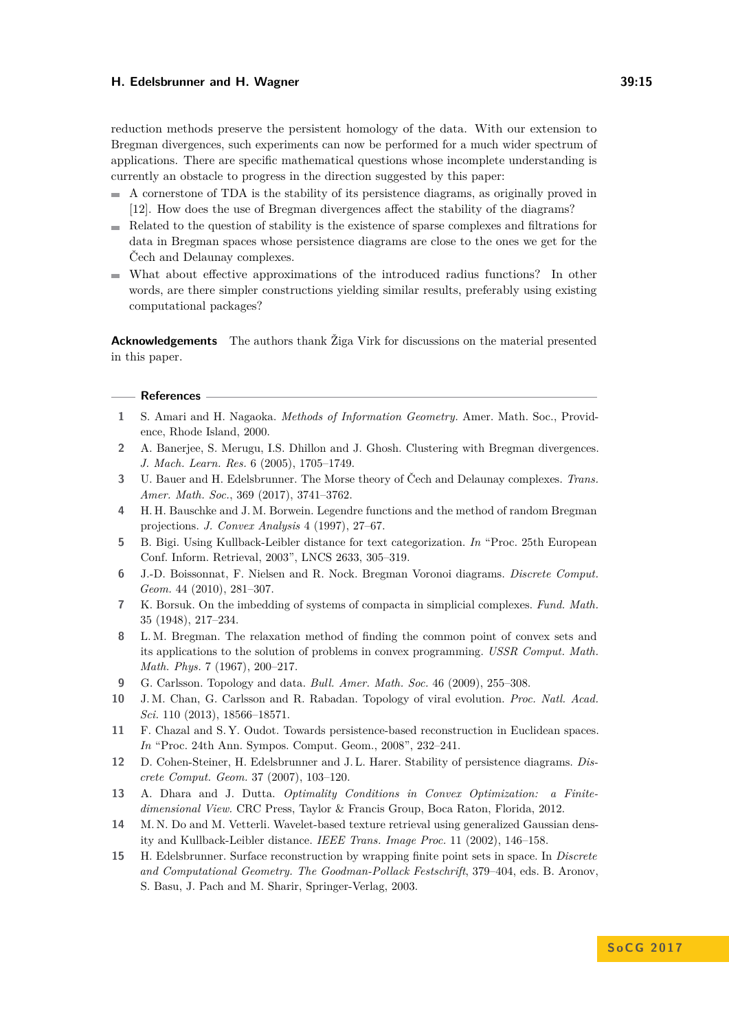reduction methods preserve the persistent homology of the data. With our extension to Bregman divergences, such experiments can now be performed for a much wider spectrum of applications. There are specific mathematical questions whose incomplete understanding is currently an obstacle to progress in the direction suggested by this paper:

- A cornerstone of TDA is the stability of its persistence diagrams, as originally proved in [12]. How does the use of Bregman divergences affect the stability of the diagrams?
- Related to the question of stability is the existence of sparse complexes and filtrations for data in Bregman spaces whose persistence diagrams are close to the ones we get for the Čech and Delaunay complexes.
- What about effective approximations of the introduced radius functions? In other words, are there simpler constructions yielding similar results, preferably using existing computational packages?

**Acknowledgements** The authors thank Žiga Virk for discussions on the material presented in this paper.

## References

1. S. Amari and H. Nagaoka. *Methods of Information Geometry.* Amer. Math. Soc., Providence, Rhode Island, 2000.
2. A. Banerjee, S. Merugu, I.S. Dhillon and J. Ghosh. Clustering with Bregman divergences. *J. Mach. Learn. Res.* 6 (2005), 1705–1749.
3. U. Bauer and H. Edelsbrunner. The Morse theory of Čech and Delaunay complexes. *Trans. Amer. Math. Soc.*, 369 (2017), 3741–3762.
4. H. H. Bauschke and J. M. Borwein. Legendre functions and the method of random Bregman projections. *J. Convex Analysis* 4 (1997), 27–67.
5. B. Bigi. Using Kullback-Leibler distance for text categorization. *In* "Proc. 25th European Conf. Inform. Retrieval, 2003", LNCS 2633, 305–319.
6. J.-D. Boissonnat, F. Nielsen and R. Nock. Bregman Voronoi diagrams. *Discrete Comput. Geom.* 44 (2010), 281–307.
7. K. Borsuk. On the imbedding of systems of compacta in simplicial complexes. *Fund. Math.* 35 (1948), 217–234.
8. L. M. Bregman. The relaxation method of finding the common point of convex sets and its applications to the solution of problems in convex programming. *USSR Comput. Math. Math. Phys.* 7 (1967), 200–217.
9. G. Carlsson. Topology and data. *Bull. Amer. Math. Soc.* 46 (2009), 255–308.
10. J. M. Chan, G. Carlsson and R. Rabadan. Topology of viral evolution. *Proc. Natl. Acad. Sci.* 110 (2013), 18566–18571.
11. F. Chazal and S. Y. Oudot. Towards persistence-based reconstruction in Euclidean spaces. *In* "Proc. 24th Ann. Sympos. Comput. Geom., 2008", 232–241.
12. D. Cohen-Steiner, H. Edelsbrunner and J. L. Harer. Stability of persistence diagrams. *Discrete Comput. Geom.* 37 (2007), 103–120.
13. A. Dhara and J. Dutta. *Optimality Conditions in Convex Optimization: a Finite-dimensional View.* CRC Press, Taylor & Francis Group, Boca Raton, Florida, 2012.
14. M. N. Do and M. Vetterli. Wavelet-based texture retrieval using generalized Gaussian density and Kullback-Leibler distance. *IEEE Trans. Image Proc.* 11 (2002), 146–158.
15. H. Edelsbrunner. Surface reconstruction by wrapping finite point sets in space. In *Discrete and Computational Geometry. The Goodman-Pollack Festschrift*, 379–404, eds. B. Aronov, S. Basu, J. Pach and M. Sharir, Springer-Verlag, 2003.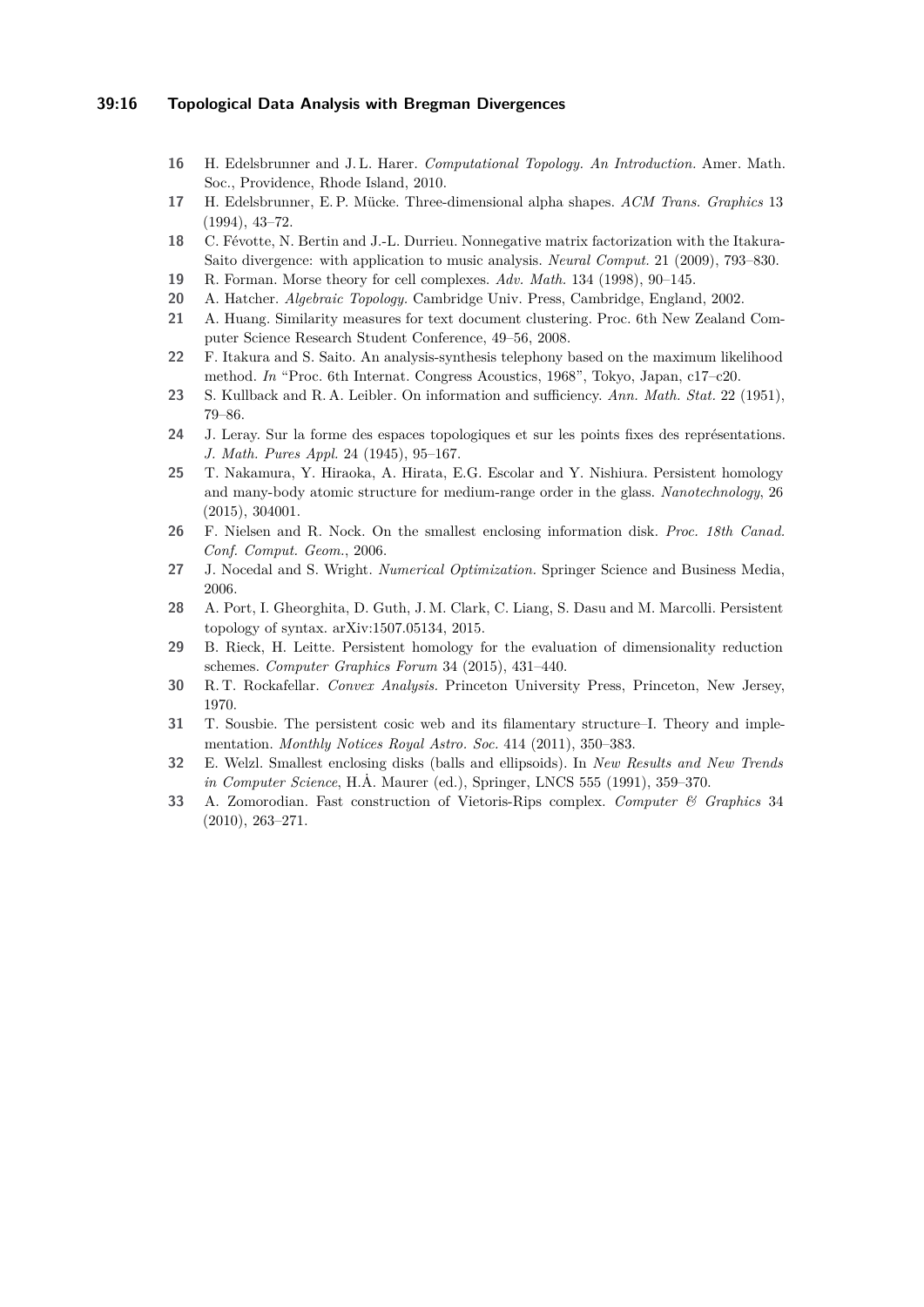16. H. Edelsbrunner and J. L. Harer. *Computational Topology. An Introduction.* Amer. Math. Soc., Providence, Rhode Island, 2010.
17. H. Edelsbrunner, E. P. Mücke. Three-dimensional alpha shapes. *ACM Trans. Graphics* 13 (1994), 43–72.
18. C. Févotte, N. Bertin and J.-L. Durrieu. Nonnegative matrix factorization with the Itakura-Saito divergence: with application to music analysis. *Neural Comput.* 21 (2009), 793–830.
19. R. Forman. Morse theory for cell complexes. *Adv. Math.* 134 (1998), 90–145.
20. A. Hatcher. *Algebraic Topology.* Cambridge Univ. Press, Cambridge, England, 2002.
21. A. Huang. Similarity measures for text document clustering. Proc. 6th New Zealand Computer Science Research Student Conference, 49–56, 2008.
22. F. Itakura and S. Saito. An analysis-synthesis telephony based on the maximum likelihood method. *In* "Proc. 6th Internat. Congress Acoustics, 1968", Tokyo, Japan, c17–c20.
23. S. Kullback and R. A. Leibler. On information and sufficiency. *Ann. Math. Stat.* 22 (1951), 79–86.
24. J. Leray. Sur la forme des espaces topologiques et sur les points fixes des représentations. *J. Math. Pures Appl.* 24 (1945), 95–167.
25. T. Nakamura, Y. Hiraoka, A. Hirata, E.G. Escolar and Y. Nishiura. Persistent homology and many-body atomic structure for medium-range order in the glass. *Nanotechnology*, 26 (2015), 304001.
26. F. Nielsen and R. Nock. On the smallest enclosing information disk. *Proc. 18th Canad. Conf. Comput. Geom.*, 2006.
27. J. Nocedal and S. Wright. *Numerical Optimization.* Springer Science and Business Media, 2006.
28. A. Port, I. Gheorghita, D. Guth, J. M. Clark, C. Liang, S. Dasu and M. Marcolli. Persistent topology of syntax. arXiv:1507.05134, 2015.
29. B. Rieck, H. Leitte. Persistent homology for the evaluation of dimensionality reduction schemes. *Computer Graphics Forum* 34 (2015), 431–440.
30. R. T. Rockafellar. *Convex Analysis.* Princeton University Press, Princeton, New Jersey, 1970.
31. T. Sousbie. The persistent cosic web and its filamentary structure–I. Theory and implementation. *Monthly Notices Royal Astro. Soc.* 414 (2011), 350–383.
32. E. Welzl. Smallest enclosing disks (balls and ellipsoids). In *New Results and New Trends in Computer Science*, H.Å. Maurer (ed.), Springer, LNCS 555 (1991), 359–370.
33. A. Zomorodian. Fast construction of Vietoris-Rips complex. *Computer & Graphics* 34 (2010), 263–271.